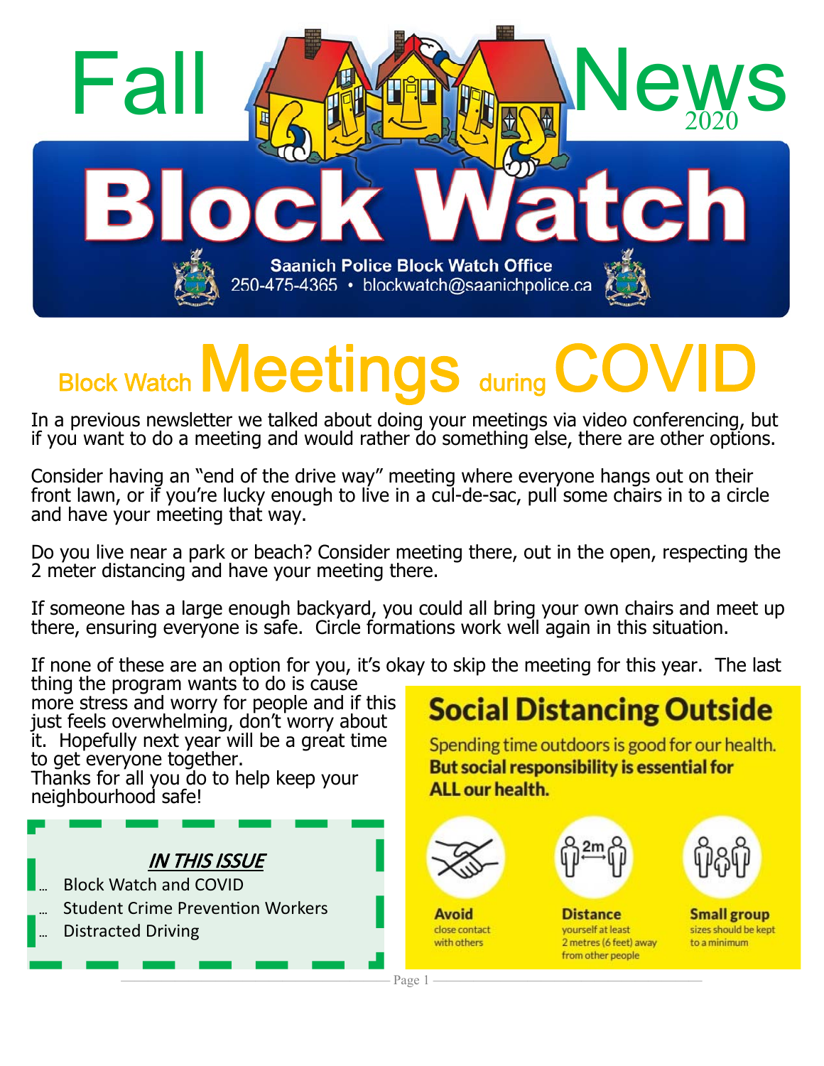# Fall News 2020

# Block Watch

**Saanich Police Block Watch Office**
250-475-4365 • blockwatch@saanichpolice.ca

## Block Watch Meetings during COVID

In a previous newsletter we talked about doing your meetings via video conferencing, but if you want to do a meeting and would rather do something else, there are other options.

Consider having an "end of the drive way" meeting where everyone hangs out on their front lawn, or if you're lucky enough to live in a cul-de-sac, pull some chairs in to a circle and have your meeting that way.

Do you live near a park or beach? Consider meeting there, out in the open, respecting the 2 meter distancing and have your meeting there.

If someone has a large enough backyard, you could all bring your own chairs and meet up there, ensuring everyone is safe. Circle formations work well again in this situation.

If none of these are an option for you, it's okay to skip the meeting for this year. The last thing the program wants to do is cause more stress and worry for people and if this just feels overwhelming, don't worry about it. Hopefully next year will be a great time to get everyone together.
Thanks for all you do to help keep your neighbourhood safe!

### Social Distancing Outside

Spending time outdoors is good for our health.
**But social responsibility is essential for ALL our health.**

- **Avoid** close contact with others
- **Distance** yourself at least 2 metres (6 feet) away from other people
- **Small group** sizes should be kept to a minimum

### *IN THIS ISSUE*

- Block Watch and COVID
- Student Crime Prevention Workers
- Distracted Driving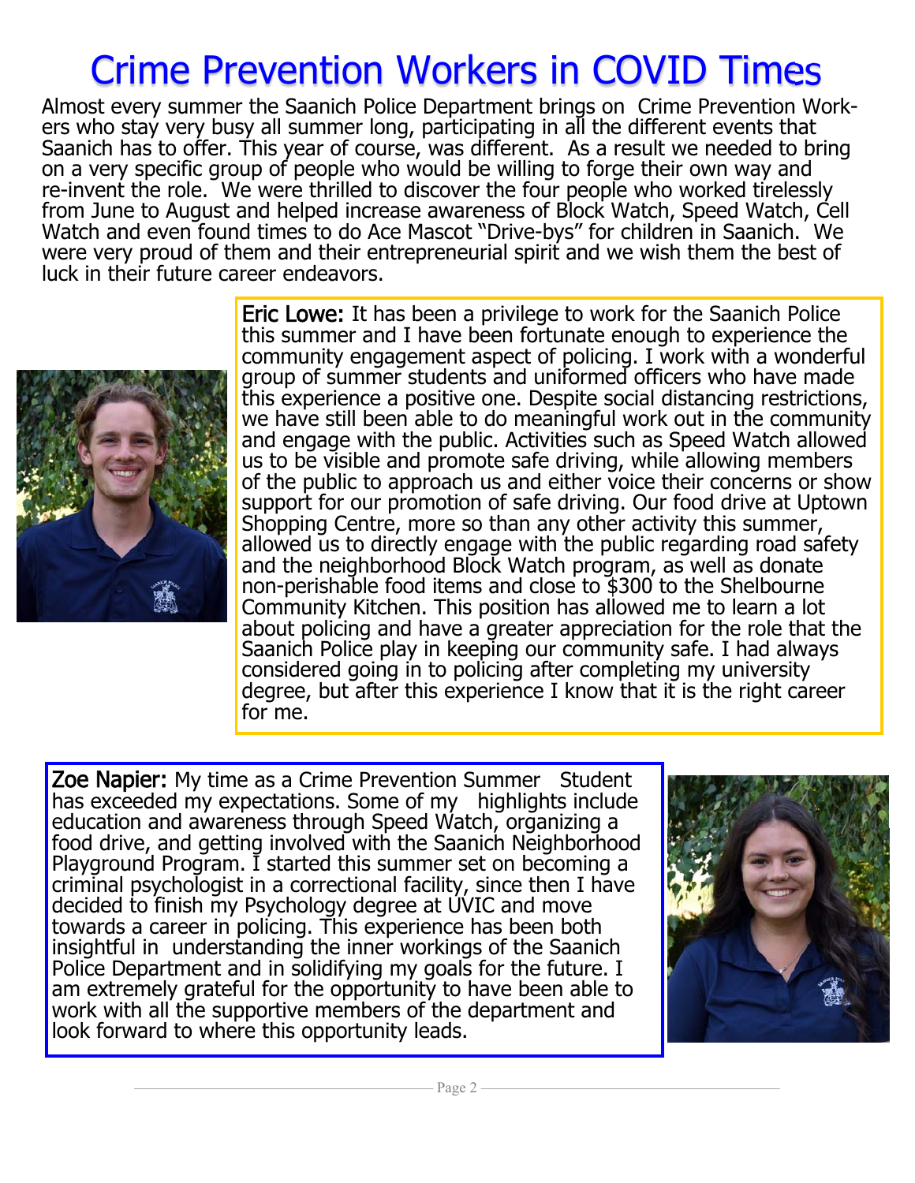# Crime Prevention Workers in COVID Times

Almost every summer the Saanich Police Department brings on Crime Prevention Workers who stay very busy all summer long, participating in all the different events that Saanich has to offer. This year of course, was different. As a result we needed to bring on a very specific group of people who would be willing to forge their own way and re-invent the role. We were thrilled to discover the four people who worked tirelessly from June to August and helped increase awareness of Block Watch, Speed Watch, Cell Watch and even found times to do Ace Mascot "Drive-bys" for children in Saanich. We were very proud of them and their entrepreneurial spirit and we wish them the best of luck in their future career endeavors.

**Eric Lowe:** It has been a privilege to work for the Saanich Police this summer and I have been fortunate enough to experience the community engagement aspect of policing. I work with a wonderful group of summer students and uniformed officers who have made this experience a positive one. Despite social distancing restrictions, we have still been able to do meaningful work out in the community and engage with the public. Activities such as Speed Watch allowed us to be visible and promote safe driving, while allowing members of the public to approach us and either voice their concerns or show support for our promotion of safe driving. Our food drive at Uptown Shopping Centre, more so than any other activity this summer, allowed us to directly engage with the public regarding road safety and the neighborhood Block Watch program, as well as donate non-perishable food items and close to $300 to the Shelbourne Community Kitchen. This position has allowed me to learn a lot about policing and have a greater appreciation for the role that the Saanich Police play in keeping our community safe. I had always considered going in to policing after completing my university degree, but after this experience I know that it is the right career for me.

**Zoe Napier:** My time as a Crime Prevention Summer Student has exceeded my expectations. Some of my highlights include education and awareness through Speed Watch, organizing a food drive, and getting involved with the Saanich Neighborhood Playground Program. I started this summer set on becoming a criminal psychologist in a correctional facility, since then I have decided to finish my Psychology degree at UVIC and move towards a career in policing. This experience has been both insightful in understanding the inner workings of the Saanich Police Department and in solidifying my goals for the future. I am extremely grateful for the opportunity to have been able to work with all the supportive members of the department and look forward to where this opportunity leads.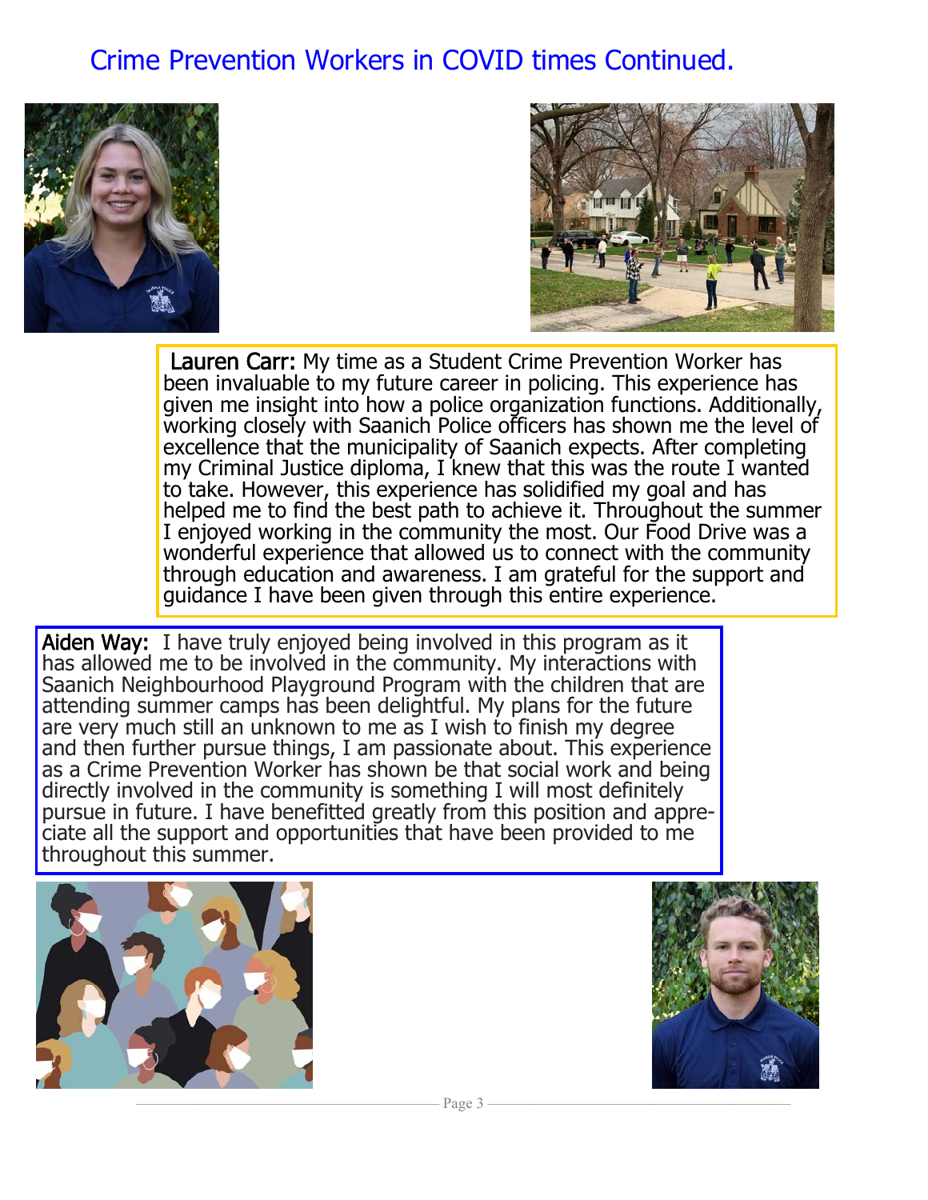# Crime Prevention Workers in COVID times Continued.

**Lauren Carr:** My time as a Student Crime Prevention Worker has been invaluable to my future career in policing. This experience has given me insight into how a police organization functions. Additionally, working closely with Saanich Police officers has shown me the level of excellence that the municipality of Saanich expects. After completing my Criminal Justice diploma, I knew that this was the route I wanted to take. However, this experience has solidified my goal and has helped me to find the best path to achieve it. Throughout the summer I enjoyed working in the community the most. Our Food Drive was a wonderful experience that allowed us to connect with the community through education and awareness. I am grateful for the support and guidance I have been given through this entire experience.

**Aiden Way:** I have truly enjoyed being involved in this program as it has allowed me to be involved in the community. My interactions with Saanich Neighbourhood Playground Program with the children that are attending summer camps has been delightful. My plans for the future are very much still an unknown to me as I wish to finish my degree and then further pursue things, I am passionate about. This experience as a Crime Prevention Worker has shown be that social work and being directly involved in the community is something I will most definitely pursue in future. I have benefitted greatly from this position and appreciate all the support and opportunities that have been provided to me throughout this summer.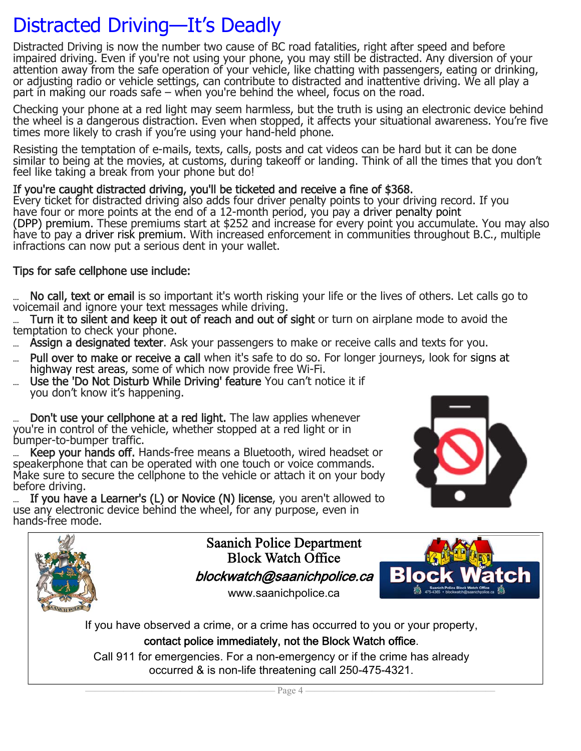# Distracted Driving—It's Deadly

Distracted Driving is now the number two cause of BC road fatalities, right after speed and before impaired driving. Even if you're not using your phone, you may still be distracted. Any diversion of your attention away from the safe operation of your vehicle, like chatting with passengers, eating or drinking, or adjusting radio or vehicle settings, can contribute to distracted and inattentive driving. We all play a part in making our roads safe – when you're behind the wheel, focus on the road.

Checking your phone at a red light may seem harmless, but the truth is using an electronic device behind the wheel is a dangerous distraction. Even when stopped, it affects your situational awareness. You're five times more likely to crash if you're using your hand-held phone.

Resisting the temptation of e-mails, texts, calls, posts and cat videos can be hard but it can be done similar to being at the movies, at customs, during takeoff or landing. Think of all the times that you don't feel like taking a break from your phone but do!

**If you're caught distracted driving, you'll be ticketed and receive a fine of $368.**
Every ticket for distracted driving also adds four driver penalty points to your driving record. If you have four or more points at the end of a 12-month period, you pay a driver penalty point (DPP) premium. These premiums start at $252 and increase for every point you accumulate. You may also have to pay a driver risk premium. With increased enforcement in communities throughout B.C., multiple infractions can now put a serious dent in your wallet.

**Tips for safe cellphone use include:**

- **No call, text or email** is so important it's worth risking your life or the lives of others. Let calls go to voicemail and ignore your text messages while driving.
- **Turn it to silent and keep it out of reach and out of sight** or turn on airplane mode to avoid the temptation to check your phone.
- **Assign a designated texter**. Ask your passengers to make or receive calls and texts for you.
- **Pull over to make or receive a call** when it's safe to do so. For longer journeys, look for signs at highway rest areas, some of which now provide free Wi-Fi.
- **Use the 'Do Not Disturb While Driving' feature** You can't notice it if you don't know it's happening.
- **Don't use your cellphone at a red light.** The law applies whenever you're in control of the vehicle, whether stopped at a red light or in bumper-to-bumper traffic.
- **Keep your hands off.** Hands-free means a Bluetooth, wired headset or speakerphone that can be operated with one touch or voice commands. Make sure to secure the cellphone to the vehicle or attach it on your body before driving.
- **If you have a Learner's (L) or Novice (N) license**, you aren't allowed to use any electronic device behind the wheel, for any purpose, even in hands-free mode.

Saanich Police Department
Block Watch Office
*blockwatch@saanichpolice.ca*
www.saanichpolice.ca

If you have observed a crime, or a crime has occurred to you or your property, **contact police immediately, not the Block Watch office**.
Call 911 for emergencies. For a non-emergency or if the crime has already occurred & is non-life threatening call 250-475-4321.